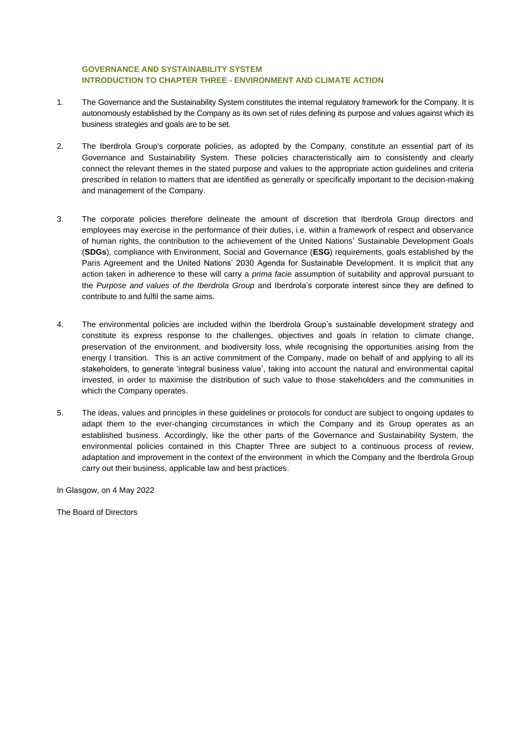**GOVERNANCE AND SYSTAINABILITY SYSTEM**
**INTRODUCTION TO CHAPTER THREE - ENVIRONMENT AND CLIMATE ACTION**

1. The Governance and the Sustainability System constitutes the internal regulatory framework for the Company. It is autonomously established by the Company as its own set of rules defining its purpose and values against which its business strategies and goals are to be set.

2. The Iberdrola Group's corporate policies, as adopted by the Company, constitute an essential part of its Governance and Sustainability System. These policies characteristically aim to consistently and clearly connect the relevant themes in the stated purpose and values to the appropriate action guidelines and criteria prescribed in relation to matters that are identified as generally or specifically important to the decision-making and management of the Company.

3. The corporate policies therefore delineate the amount of discretion that Iberdrola Group directors and employees may exercise in the performance of their duties, i.e. within a framework of respect and observance of human rights, the contribution to the achievement of the United Nations' Sustainable Development Goals (**SDGs**), compliance with Environment, Social and Governance (**ESG**) requirements, goals established by the Paris Agreement and the United Nations' 2030 Agenda for Sustainable Development. It is implicit that any action taken in adherence to these will carry a *prima facie* assumption of suitability and approval pursuant to the *Purpose and values of the Iberdrola Group* and Iberdrola's corporate interest since they are defined to contribute to and fulfil the same aims.

4. The environmental policies are included within the Iberdrola Group's sustainable development strategy and constitute its express response to the challenges, objectives and goals in relation to climate change, preservation of the environment, and biodiversity loss, while recognising the opportunities arising from the energy l transition. This is an active commitment of the Company, made on behalf of and applying to all its stakeholders, to generate 'integral business value', taking into account the natural and environmental capital invested, in order to maximise the distribution of such value to those stakeholders and the communities in which the Company operates.

5. The ideas, values and principles in these guidelines or protocols for conduct are subject to ongoing updates to adapt them to the ever-changing circumstances in which the Company and its Group operates as an established business. Accordingly, like the other parts of the Governance and Sustainability System, the environmental policies contained in this Chapter Three are subject to a continuous process of review, adaptation and improvement in the context of the environment in which the Company and the Iberdrola Group carry out their business, applicable law and best practices.

In Glasgow, on 4 May 2022

The Board of Directors